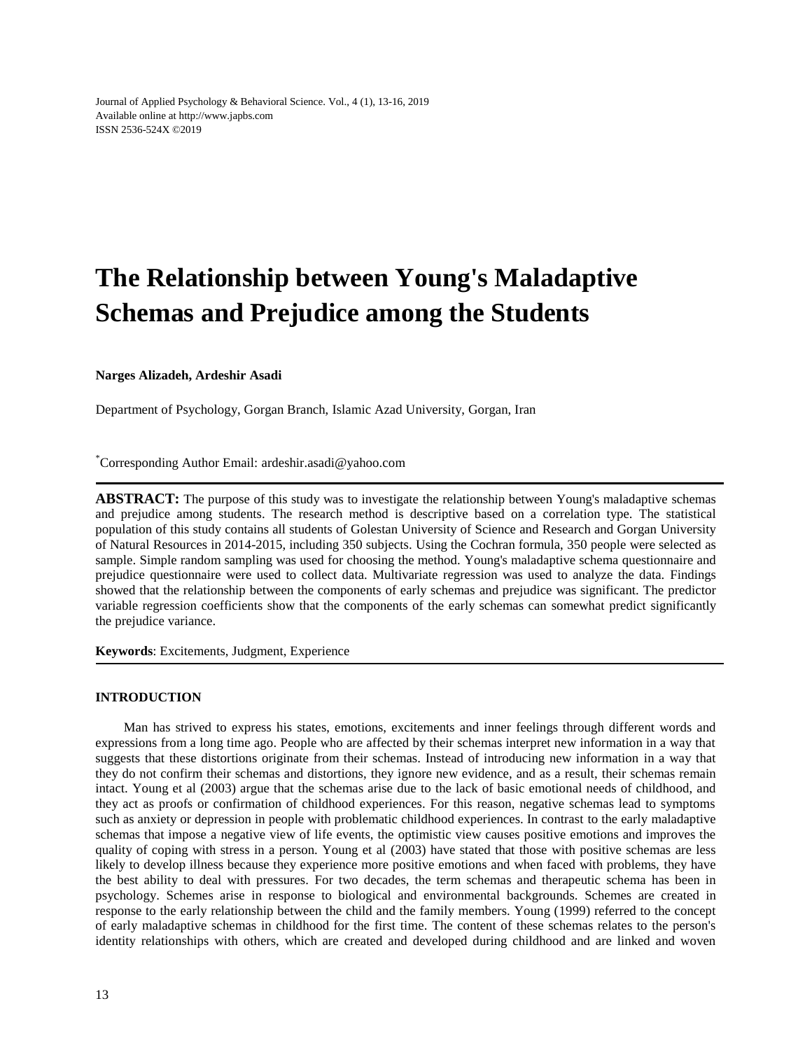# The Relationship between Young's Maladaptive Schemas and Prejudice among the Students

**Narges Alizadeh, Ardeshir Asadi**

Department of Psychology, Gorgan Branch, Islamic Azad University, Gorgan, Iran

*Corresponding Author Email: ardeshir.asadi@yahoo.com

**ABSTRACT:** The purpose of this study was to investigate the relationship between Young's maladaptive schemas and prejudice among students. The research method is descriptive based on a correlation type. The statistical population of this study contains all students of Golestan University of Science and Research and Gorgan University of Natural Resources in 2014-2015, including 350 subjects. Using the Cochran formula, 350 people were selected as sample. Simple random sampling was used for choosing the method. Young's maladaptive schema questionnaire and prejudice questionnaire were used to collect data. Multivariate regression was used to analyze the data. Findings showed that the relationship between the components of early schemas and prejudice was significant. The predictor variable regression coefficients show that the components of the early schemas can somewhat predict significantly the prejudice variance.

**Keywords**: Excitements, Judgment, Experience

## INTRODUCTION

Man has strived to express his states, emotions, excitements and inner feelings through different words and expressions from a long time ago. People who are affected by their schemas interpret new information in a way that suggests that these distortions originate from their schemas. Instead of introducing new information in a way that they do not confirm their schemas and distortions, they ignore new evidence, and as a result, their schemas remain intact. Young et al (2003) argue that the schemas arise due to the lack of basic emotional needs of childhood, and they act as proofs or confirmation of childhood experiences. For this reason, negative schemas lead to symptoms such as anxiety or depression in people with problematic childhood experiences. In contrast to the early maladaptive schemas that impose a negative view of life events, the optimistic view causes positive emotions and improves the quality of coping with stress in a person. Young et al (2003) have stated that those with positive schemas are less likely to develop illness because they experience more positive emotions and when faced with problems, they have the best ability to deal with pressures. For two decades, the term schemas and therapeutic schema has been in psychology. Schemes arise in response to biological and environmental backgrounds. Schemes are created in response to the early relationship between the child and the family members. Young (1999) referred to the concept of early maladaptive schemas in childhood for the first time. The content of these schemas relates to the person's identity relationships with others, which are created and developed during childhood and are linked and woven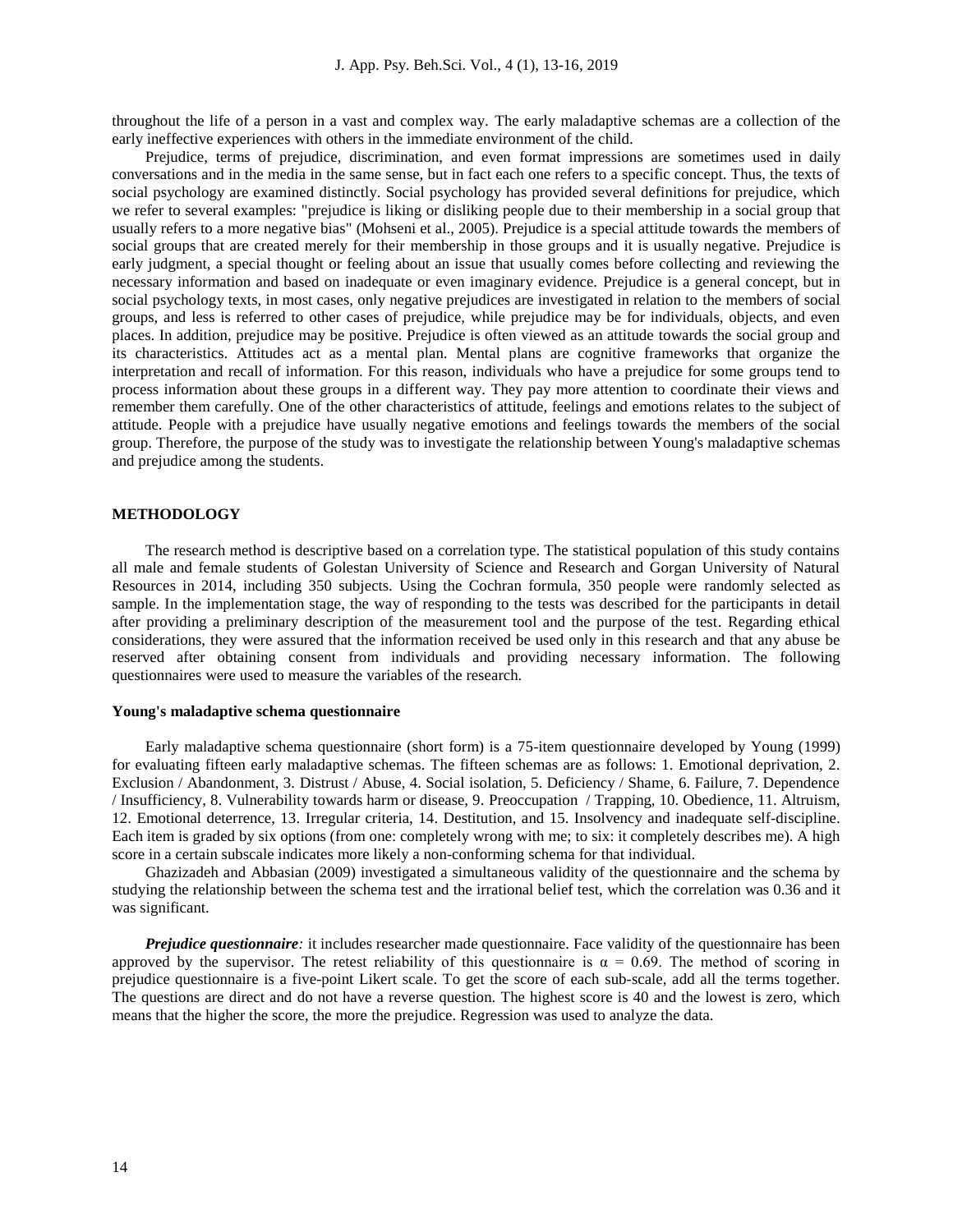throughout the life of a person in a vast and complex way. The early maladaptive schemas are a collection of the early ineffective experiences with others in the immediate environment of the child.

Prejudice, terms of prejudice, discrimination, and even format impressions are sometimes used in daily conversations and in the media in the same sense, but in fact each one refers to a specific concept. Thus, the texts of social psychology are examined distinctly. Social psychology has provided several definitions for prejudice, which we refer to several examples: "prejudice is liking or disliking people due to their membership in a social group that usually refers to a more negative bias" (Mohseni et al., 2005). Prejudice is a special attitude towards the members of social groups that are created merely for their membership in those groups and it is usually negative. Prejudice is early judgment, a special thought or feeling about an issue that usually comes before collecting and reviewing the necessary information and based on inadequate or even imaginary evidence. Prejudice is a general concept, but in social psychology texts, in most cases, only negative prejudices are investigated in relation to the members of social groups, and less is referred to other cases of prejudice, while prejudice may be for individuals, objects, and even places. In addition, prejudice may be positive. Prejudice is often viewed as an attitude towards the social group and its characteristics. Attitudes act as a mental plan. Mental plans are cognitive frameworks that organize the interpretation and recall of information. For this reason, individuals who have a prejudice for some groups tend to process information about these groups in a different way. They pay more attention to coordinate their views and remember them carefully. One of the other characteristics of attitude, feelings and emotions relates to the subject of attitude. People with a prejudice have usually negative emotions and feelings towards the members of the social group. Therefore, the purpose of the study was to investigate the relationship between Young's maladaptive schemas and prejudice among the students.

## METHODOLOGY

The research method is descriptive based on a correlation type. The statistical population of this study contains all male and female students of Golestan University of Science and Research and Gorgan University of Natural Resources in 2014, including 350 subjects. Using the Cochran formula, 350 people were randomly selected as sample. In the implementation stage, the way of responding to the tests was described for the participants in detail after providing a preliminary description of the measurement tool and the purpose of the test. Regarding ethical considerations, they were assured that the information received be used only in this research and that any abuse be reserved after obtaining consent from individuals and providing necessary information. The following questionnaires were used to measure the variables of the research.

### Young's maladaptive schema questionnaire

Early maladaptive schema questionnaire (short form) is a 75-item questionnaire developed by Young (1999) for evaluating fifteen early maladaptive schemas. The fifteen schemas are as follows: 1. Emotional deprivation, 2. Exclusion / Abandonment, 3. Distrust / Abuse, 4. Social isolation, 5. Deficiency / Shame, 6. Failure, 7. Dependence / Insufficiency, 8. Vulnerability towards harm or disease, 9. Preoccupation / Trapping, 10. Obedience, 11. Altruism, 12. Emotional deterrence, 13. Irregular criteria, 14. Destitution, and 15. Insolvency and inadequate self-discipline. Each item is graded by six options (from one: completely wrong with me; to six: it completely describes me). A high score in a certain subscale indicates more likely a non-conforming schema for that individual.

Ghazizadeh and Abbasian (2009) investigated a simultaneous validity of the questionnaire and the schema by studying the relationship between the schema test and the irrational belief test, which the correlation was 0.36 and it was significant.

***Prejudice questionnaire****:* it includes researcher made questionnaire. Face validity of the questionnaire has been approved by the supervisor. The retest reliability of this questionnaire is $\alpha = 0.69$. The method of scoring in prejudice questionnaire is a five-point Likert scale. To get the score of each sub-scale, add all the terms together. The questions are direct and do not have a reverse question. The highest score is 40 and the lowest is zero, which means that the higher the score, the more the prejudice. Regression was used to analyze the data.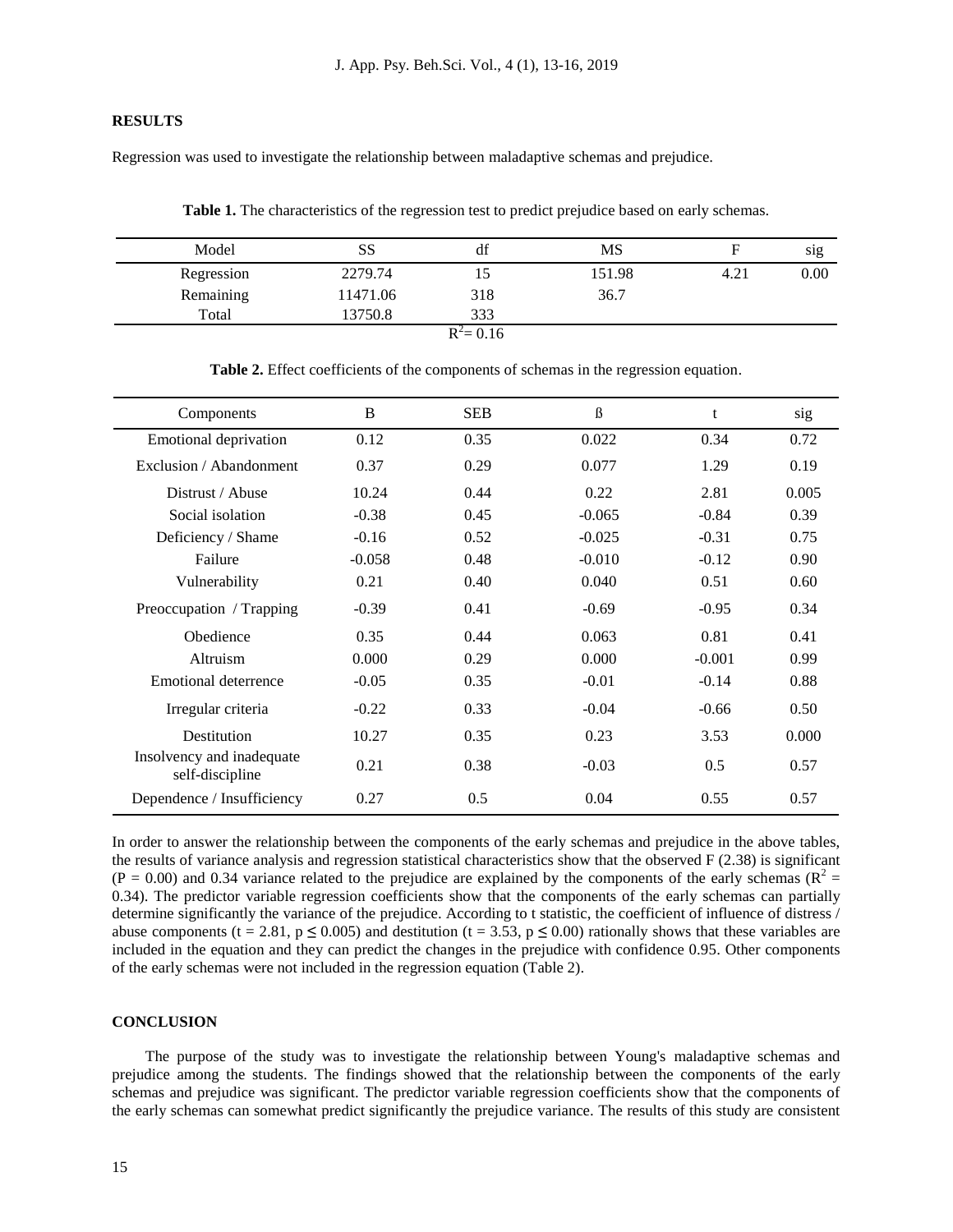## RESULTS

Regression was used to investigate the relationship between maladaptive schemas and prejudice.

**Table 1.** The characteristics of the regression test to predict prejudice based on early schemas.

| Model | SS | df | MS | F | sig |
|---|---|---|---|---|---|
| Regression | 2279.74 | 15 | 151.98 | 4.21 | 0.00 |
| Remaining | 11471.06 | 318 | 36.7 | | |
| Total | 13750.8 | 333 | | | |
| | | $R^2 = 0.16$ | | | |

**Table 2.** Effect coefficients of the components of schemas in the regression equation.

| Components | B | SEB | ß | t | sig |
|---|---|---|---|---|---|
| Emotional deprivation | 0.12 | 0.35 | 0.022 | 0.34 | 0.72 |
| Exclusion / Abandonment | 0.37 | 0.29 | 0.077 | 1.29 | 0.19 |
| Distrust / Abuse | 10.24 | 0.44 | 0.22 | 2.81 | 0.005 |
| Social isolation | -0.38 | 0.45 | -0.065 | -0.84 | 0.39 |
| Deficiency / Shame | -0.16 | 0.52 | -0.025 | -0.31 | 0.75 |
| Failure | -0.058 | 0.48 | -0.010 | -0.12 | 0.90 |
| Vulnerability | 0.21 | 0.40 | 0.040 | 0.51 | 0.60 |
| Preoccupation / Trapping | -0.39 | 0.41 | -0.69 | -0.95 | 0.34 |
| Obedience | 0.35 | 0.44 | 0.063 | 0.81 | 0.41 |
| Altruism | 0.000 | 0.29 | 0.000 | -0.001 | 0.99 |
| Emotional deterrence | -0.05 | 0.35 | -0.01 | -0.14 | 0.88 |
| Irregular criteria | -0.22 | 0.33 | -0.04 | -0.66 | 0.50 |
| Destitution | 10.27 | 0.35 | 0.23 | 3.53 | 0.000 |
| Insolvency and inadequate self-discipline | 0.21 | 0.38 | -0.03 | 0.5 | 0.57 |
| Dependence / Insufficiency | 0.27 | 0.5 | 0.04 | 0.55 | 0.57 |

In order to answer the relationship between the components of the early schemas and prejudice in the above tables, the results of variance analysis and regression statistical characteristics show that the observed F (2.38) is significant (P = 0.00) and 0.34 variance related to the prejudice are explained by the components of the early schemas ($R^2$ = 0.34). The predictor variable regression coefficients show that the components of the early schemas can partially determine significantly the variance of the prejudice. According to t statistic, the coefficient of influence of distress / abuse components (t = 2.81, $p \leq 0.005$) and destitution (t = 3.53, $p \leq 0.00$) rationally shows that these variables are included in the equation and they can predict the changes in the prejudice with confidence 0.95. Other components of the early schemas were not included in the regression equation (Table 2).

## CONCLUSION

The purpose of the study was to investigate the relationship between Young's maladaptive schemas and prejudice among the students. The findings showed that the relationship between the components of the early schemas and prejudice was significant. The predictor variable regression coefficients show that the components of the early schemas can somewhat predict significantly the prejudice variance. The results of this study are consistent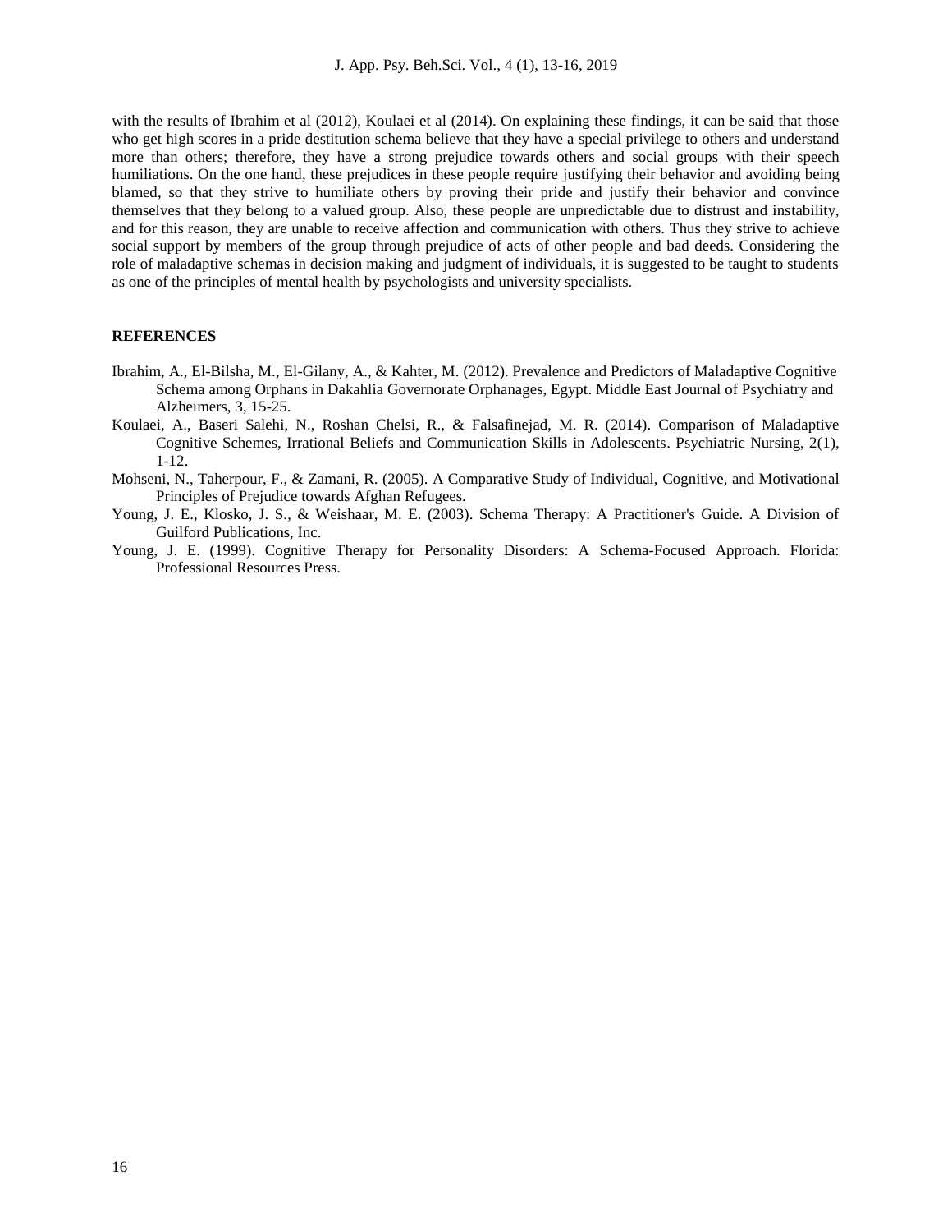with the results of Ibrahim et al (2012), Koulaei et al (2014). On explaining these findings, it can be said that those who get high scores in a pride destitution schema believe that they have a special privilege to others and understand more than others; therefore, they have a strong prejudice towards others and social groups with their speech humiliations. On the one hand, these prejudices in these people require justifying their behavior and avoiding being blamed, so that they strive to humiliate others by proving their pride and justify their behavior and convince themselves that they belong to a valued group. Also, these people are unpredictable due to distrust and instability, and for this reason, they are unable to receive affection and communication with others. Thus they strive to achieve social support by members of the group through prejudice of acts of other people and bad deeds. Considering the role of maladaptive schemas in decision making and judgment of individuals, it is suggested to be taught to students as one of the principles of mental health by psychologists and university specialists.

## REFERENCES

Ibrahim, A., El-Bilsha, M., El-Gilany, A., & Kahter, M. (2012). Prevalence and Predictors of Maladaptive Cognitive Schema among Orphans in Dakahlia Governorate Orphanages, Egypt. Middle East Journal of Psychiatry and Alzheimers, 3, 15-25.

Koulaei, A., Baseri Salehi, N., Roshan Chelsi, R., & Falsafinejad, M. R. (2014). Comparison of Maladaptive Cognitive Schemes, Irrational Beliefs and Communication Skills in Adolescents. Psychiatric Nursing, 2(1), 1-12.

Mohseni, N., Taherpour, F., & Zamani, R. (2005). A Comparative Study of Individual, Cognitive, and Motivational Principles of Prejudice towards Afghan Refugees.

Young, J. E., Klosko, J. S., & Weishaar, M. E. (2003). Schema Therapy: A Practitioner's Guide. A Division of Guilford Publications, Inc.

Young, J. E. (1999). Cognitive Therapy for Personality Disorders: A Schema-Focused Approach. Florida: Professional Resources Press.